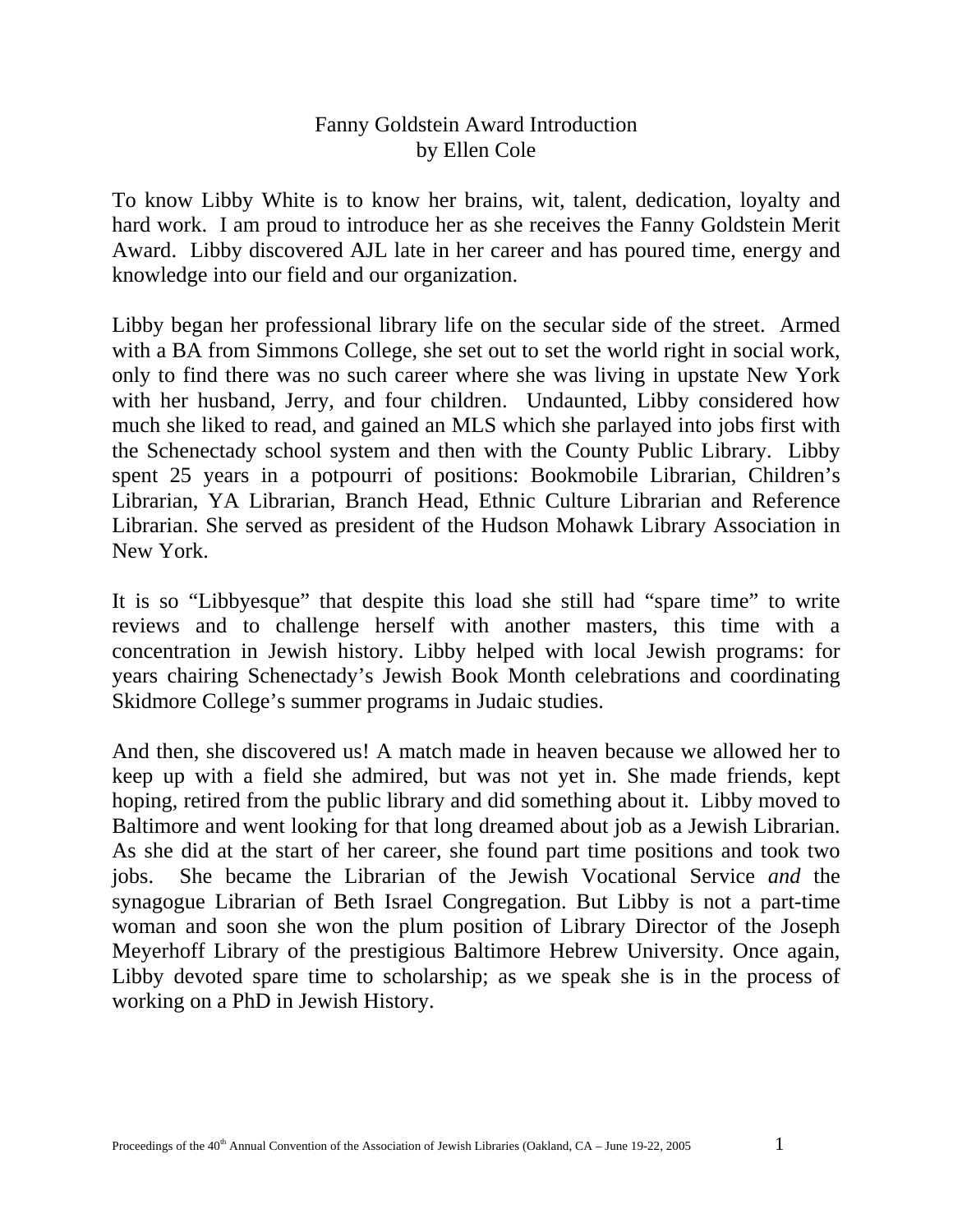# Fanny Goldstein Award Introduction
by Ellen Cole

To know Libby White is to know her brains, wit, talent, dedication, loyalty and hard work. I am proud to introduce her as she receives the Fanny Goldstein Merit Award. Libby discovered AJL late in her career and has poured time, energy and knowledge into our field and our organization.

Libby began her professional library life on the secular side of the street. Armed with a BA from Simmons College, she set out to set the world right in social work, only to find there was no such career where she was living in upstate New York with her husband, Jerry, and four children. Undaunted, Libby considered how much she liked to read, and gained an MLS which she parlayed into jobs first with the Schenectady school system and then with the County Public Library. Libby spent 25 years in a potpourri of positions: Bookmobile Librarian, Children's Librarian, YA Librarian, Branch Head, Ethnic Culture Librarian and Reference Librarian. She served as president of the Hudson Mohawk Library Association in New York.

It is so "Libbyesque" that despite this load she still had "spare time" to write reviews and to challenge herself with another masters, this time with a concentration in Jewish history. Libby helped with local Jewish programs: for years chairing Schenectady's Jewish Book Month celebrations and coordinating Skidmore College's summer programs in Judaic studies.

And then, she discovered us! A match made in heaven because we allowed her to keep up with a field she admired, but was not yet in. She made friends, kept hoping, retired from the public library and did something about it. Libby moved to Baltimore and went looking for that long dreamed about job as a Jewish Librarian. As she did at the start of her career, she found part time positions and took two jobs. She became the Librarian of the Jewish Vocational Service *and* the synagogue Librarian of Beth Israel Congregation. But Libby is not a part-time woman and soon she won the plum position of Library Director of the Joseph Meyerhoff Library of the prestigious Baltimore Hebrew University. Once again, Libby devoted spare time to scholarship; as we speak she is in the process of working on a PhD in Jewish History.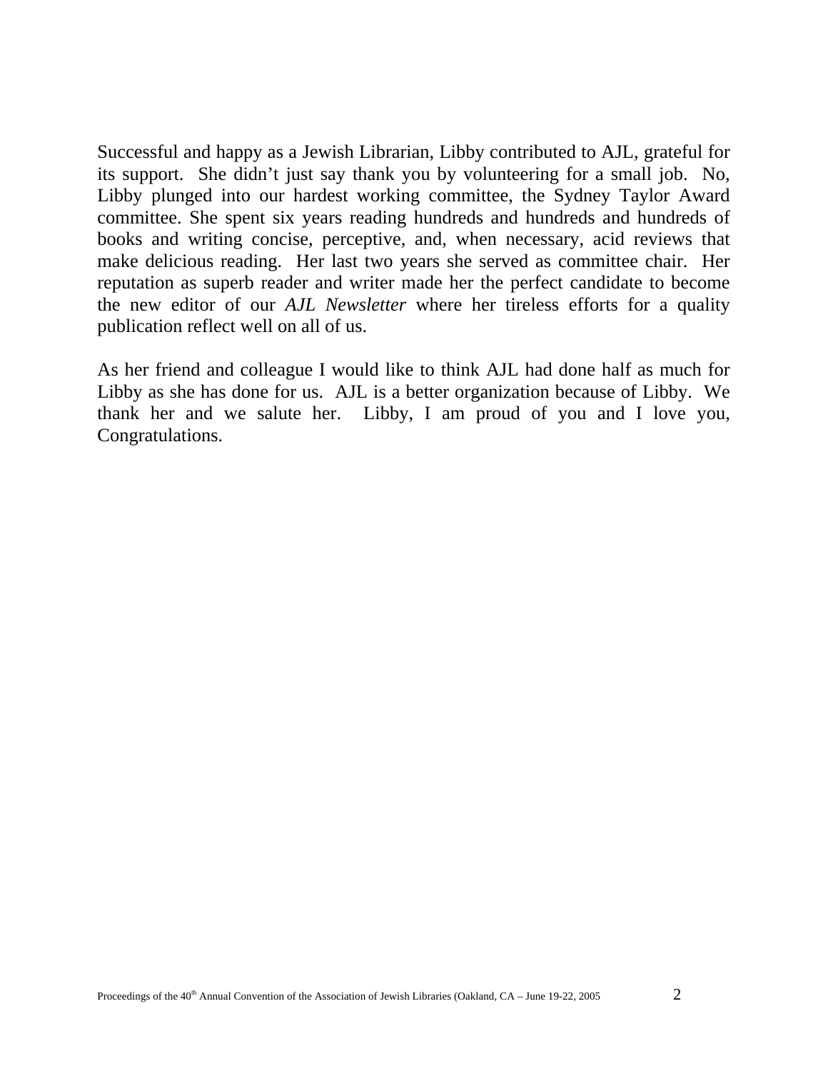Successful and happy as a Jewish Librarian, Libby contributed to AJL, grateful for its support. She didn't just say thank you by volunteering for a small job. No, Libby plunged into our hardest working committee, the Sydney Taylor Award committee. She spent six years reading hundreds and hundreds and hundreds of books and writing concise, perceptive, and, when necessary, acid reviews that make delicious reading. Her last two years she served as committee chair. Her reputation as superb reader and writer made her the perfect candidate to become the new editor of our *AJL Newsletter* where her tireless efforts for a quality publication reflect well on all of us.

As her friend and colleague I would like to think AJL had done half as much for Libby as she has done for us. AJL is a better organization because of Libby. We thank her and we salute her. Libby, I am proud of you and I love you, Congratulations.